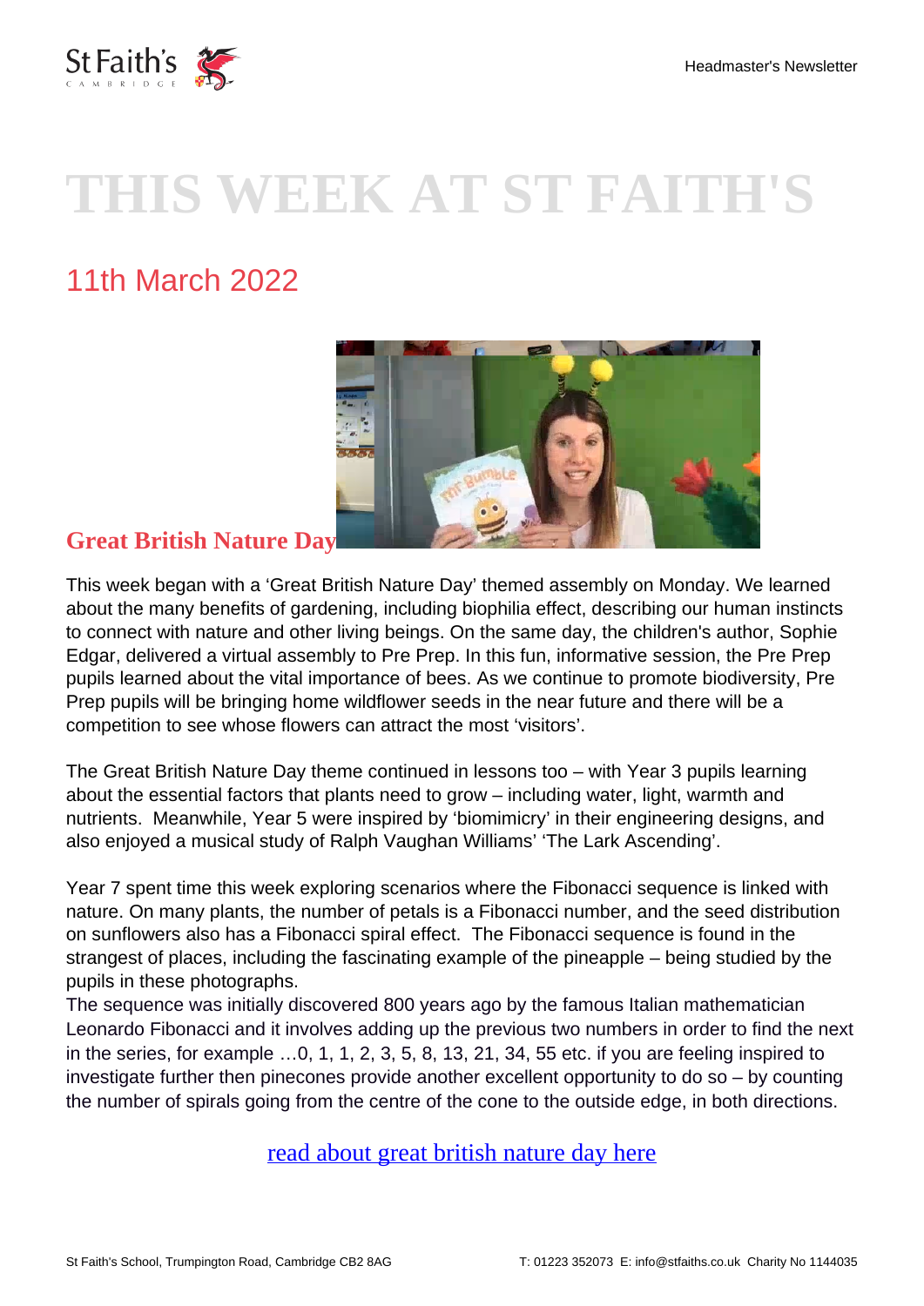# THIS WEEK AT ST FAITH'S

## 11th March 2022

### Great British Nature Day

This week began with a 'Great British Nature Day' themed assembly on Monday. We learned about the many benefits of gardening, including biophilia effect, describing our human instincts to connect with nature and other living beings. On the same day, the children's author, Sophie Edgar, delivered a virtual assembly to Pre Prep. In this fun, informative session, the Pre Prep pupils learned about the vital importance of bees. As we continue to promote biodiversity, Pre Prep pupils will be bringing home wildflower seeds in the near future and there will be a competition to see whose flowers can attract the most 'visitors'.

The Great British Nature Day theme continued in lessons too – with Year 3 pupils learning about the essential factors that plants need to grow – including water, light, warmth and nutrients. Meanwhile, Year 5 were inspired by 'biomimicry' in their engineering designs, and also enjoyed a musical study of Ralph Vaughan Williams' 'The Lark Ascending'.

Year 7 spent time this week exploring scenarios where the Fibonacci sequence is linked with nature. On many plants, the number of petals is a Fibonacci number, and the seed distribution on sunflowers also has a Fibonacci spiral effect. The Fibonacci sequence is found in the strangest of places, including the fascinating example of the pineapple – being studied by the pupils in these photographs.
The sequence was initially discovered 800 years ago by the famous Italian mathematician Leonardo Fibonacci and it involves adding up the previous two numbers in order to find the next in the series, for example …0, 1, 1, 2, 3, 5, 8, 13, 21, 34, 55 etc. if you are feeling inspired to investigate further then pinecones provide another excellent opportunity to do so – by counting the number of spirals going from the centre of the cone to the outside edge, in both directions.

[read about great british nature day here]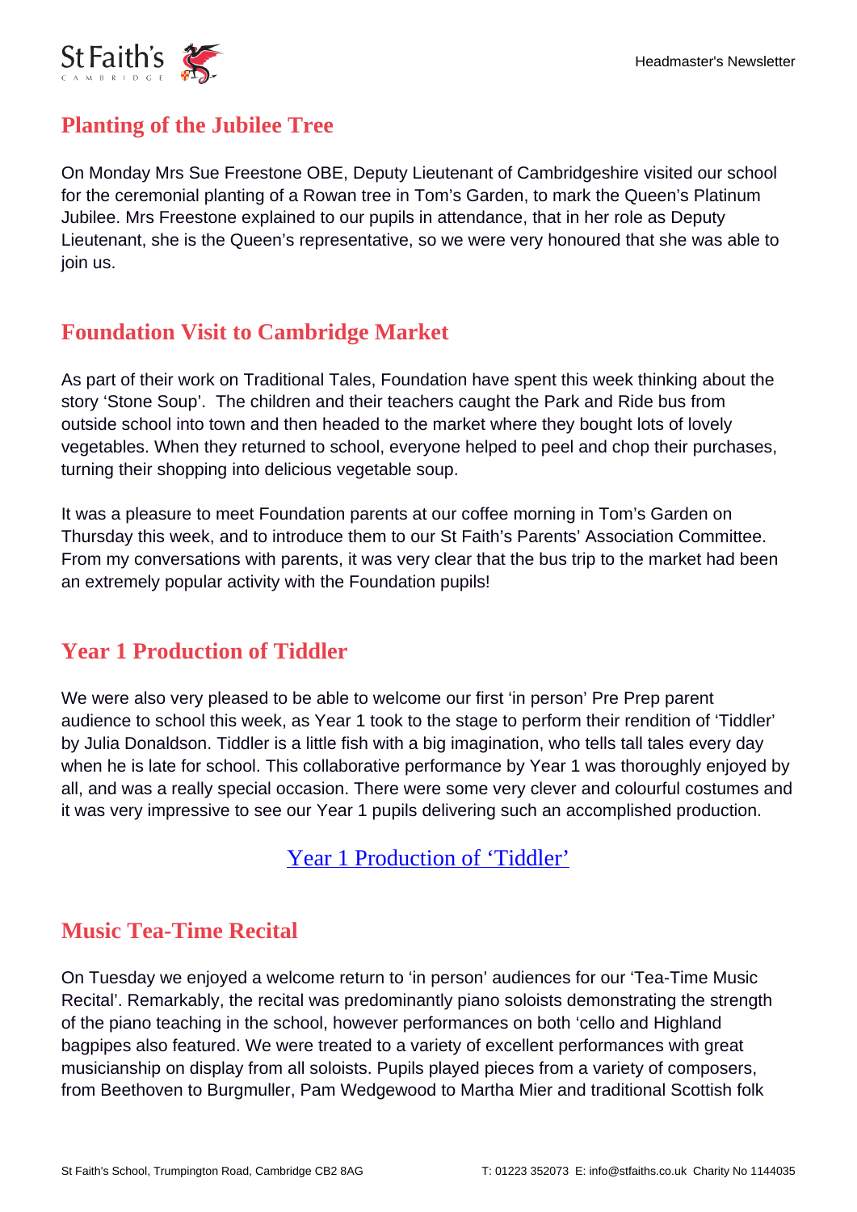## Planting of the Jubilee Tree

On Monday Mrs Sue Freestone OBE, Deputy Lieutenant of Cambridgeshire visited our school for the ceremonial planting of a Rowan tree in Tom's Garden, to mark the Queen's Platinum Jubilee. Mrs Freestone explained to our pupils in attendance, that in her role as Deputy Lieutenant, she is the Queen's representative, so we were very honoured that she was able to join us.

## Foundation Visit to Cambridge Market

As part of their work on Traditional Tales, Foundation have spent this week thinking about the story 'Stone Soup'. The children and their teachers caught the Park and Ride bus from outside school into town and then headed to the market where they bought lots of lovely vegetables. When they returned to school, everyone helped to peel and chop their purchases, turning their shopping into delicious vegetable soup.

It was a pleasure to meet Foundation parents at our coffee morning in Tom's Garden on Thursday this week, and to introduce them to our St Faith's Parents' Association Committee. From my conversations with parents, it was very clear that the bus trip to the market had been an extremely popular activity with the Foundation pupils!

## Year 1 Production of Tiddler

We were also very pleased to be able to welcome our first 'in person' Pre Prep parent audience to school this week, as Year 1 took to the stage to perform their rendition of 'Tiddler' by Julia Donaldson. Tiddler is a little fish with a big imagination, who tells tall tales every day when he is late for school. This collaborative performance by Year 1 was thoroughly enjoyed by all, and was a really special occasion. There were some very clever and colourful costumes and it was very impressive to see our Year 1 pupils delivering such an accomplished production.

Year 1 Production of 'Tiddler'

## Music Tea-Time Recital

On Tuesday we enjoyed a welcome return to 'in person' audiences for our 'Tea-Time Music Recital'. Remarkably, the recital was predominantly piano soloists demonstrating the strength of the piano teaching in the school, however performances on both 'cello and Highland bagpipes also featured. We were treated to a variety of excellent performances with great musicianship on display from all soloists. Pupils played pieces from a variety of composers, from Beethoven to Burgmuller, Pam Wedgewood to Martha Mier and traditional Scottish folk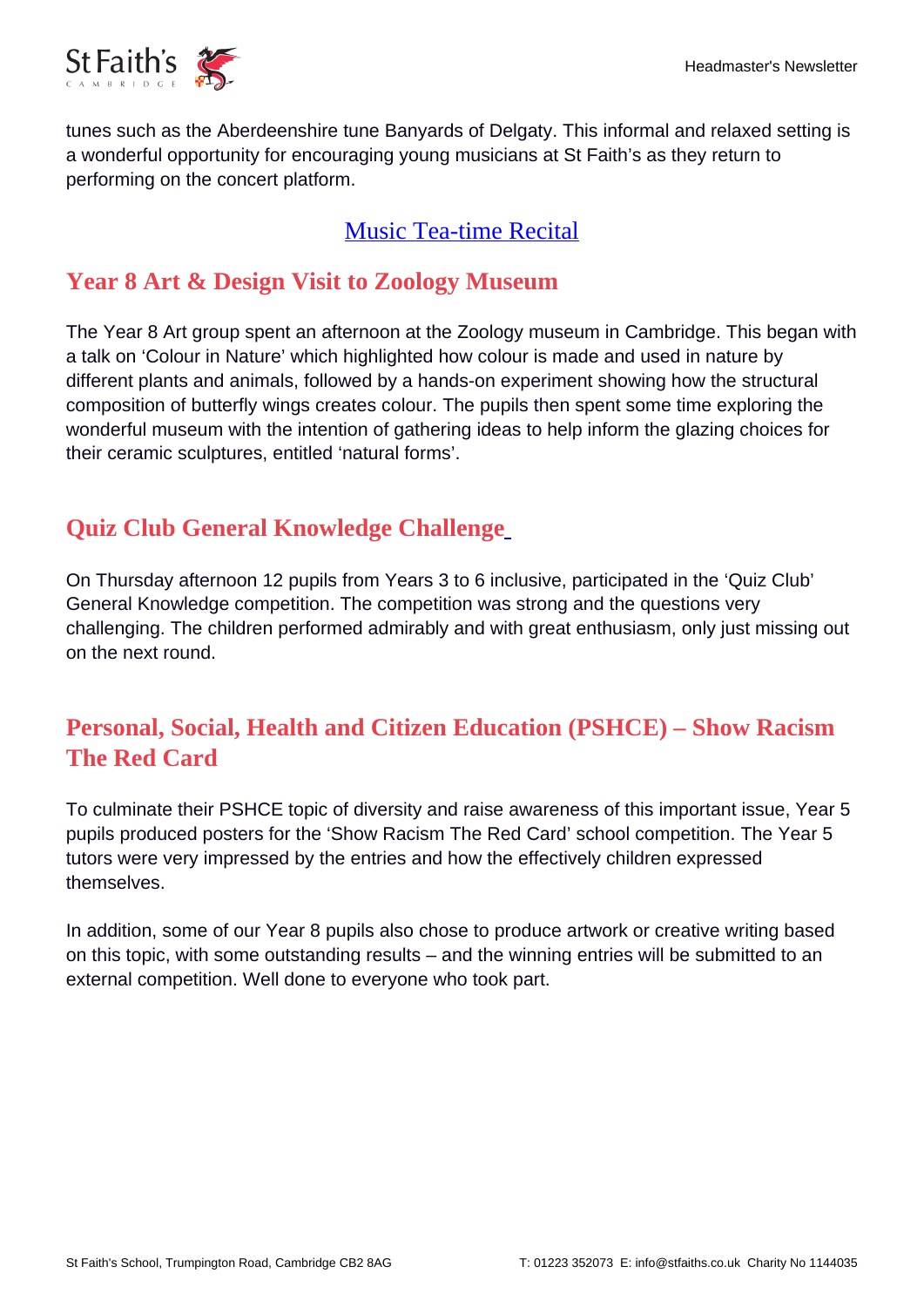tunes such as the Aberdeenshire tune Banyards of Delgaty. This informal and relaxed setting is a wonderful opportunity for encouraging young musicians at St Faith's as they return to performing on the concert platform.

[Music Tea-time Recital]

## Year 8 Art & Design Visit to Zoology Museum

The Year 8 Art group spent an afternoon at the Zoology museum in Cambridge. This began with a talk on 'Colour in Nature' which highlighted how colour is made and used in nature by different plants and animals, followed by a hands-on experiment showing how the structural composition of butterfly wings creates colour. The pupils then spent some time exploring the wonderful museum with the intention of gathering ideas to help inform the glazing choices for their ceramic sculptures, entitled 'natural forms'.

## Quiz Club General Knowledge Challenge

On Thursday afternoon 12 pupils from Years 3 to 6 inclusive, participated in the 'Quiz Club' General Knowledge competition. The competition was strong and the questions very challenging. The children performed admirably and with great enthusiasm, only just missing out on the next round.

## Personal, Social, Health and Citizen Education (PSHCE) – Show Racism The Red Card

To culminate their PSHCE topic of diversity and raise awareness of this important issue, Year 5 pupils produced posters for the 'Show Racism The Red Card' school competition. The Year 5 tutors were very impressed by the entries and how the effectively children expressed themselves.

In addition, some of our Year 8 pupils also chose to produce artwork or creative writing based on this topic, with some outstanding results – and the winning entries will be submitted to an external competition. Well done to everyone who took part.